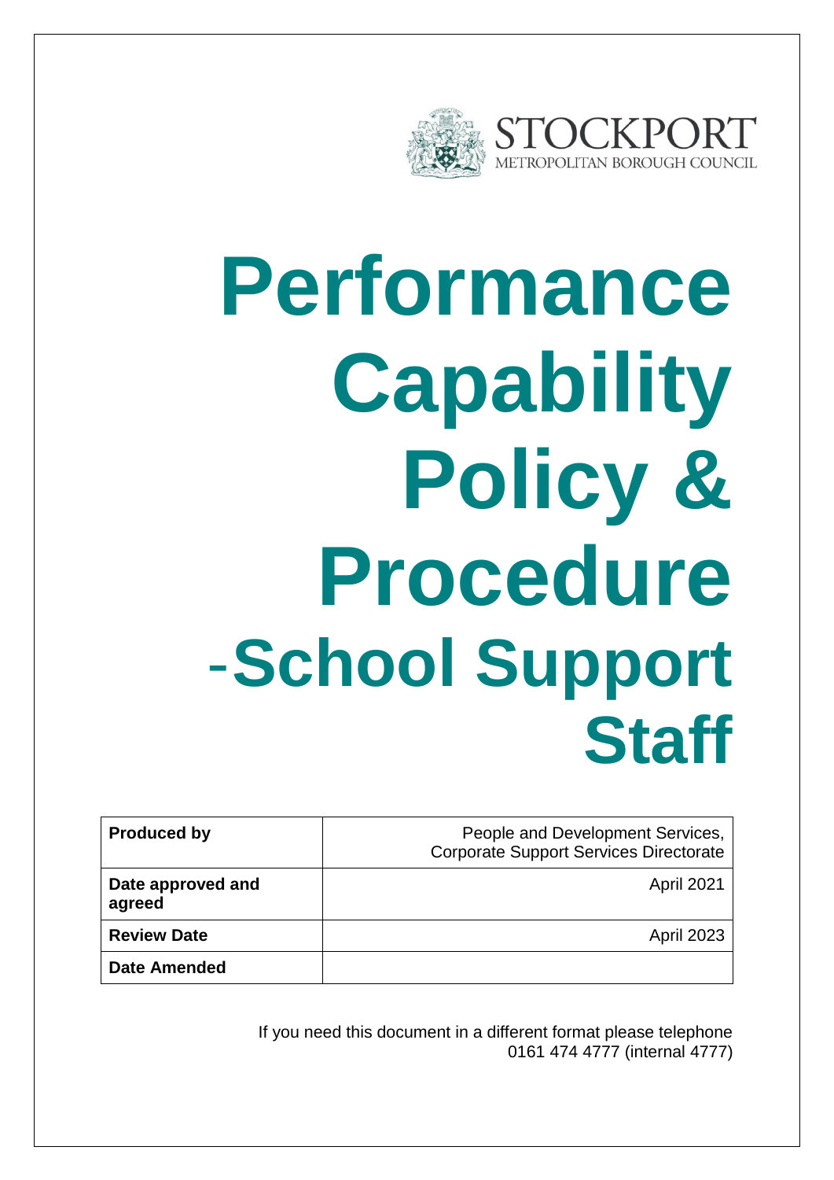STOCKPORT
METROPOLITAN BOROUGH COUNCIL

# Performance Capability Policy & Procedure -School Support Staff

| | |
|---|---|
| **Produced by** | People and Development Services, Corporate Support Services Directorate |
| **Date approved and agreed** | April 2021 |
| **Review Date** | April 2023 |
| **Date Amended** | |

If you need this document in a different format please telephone 0161 474 4777 (internal 4777)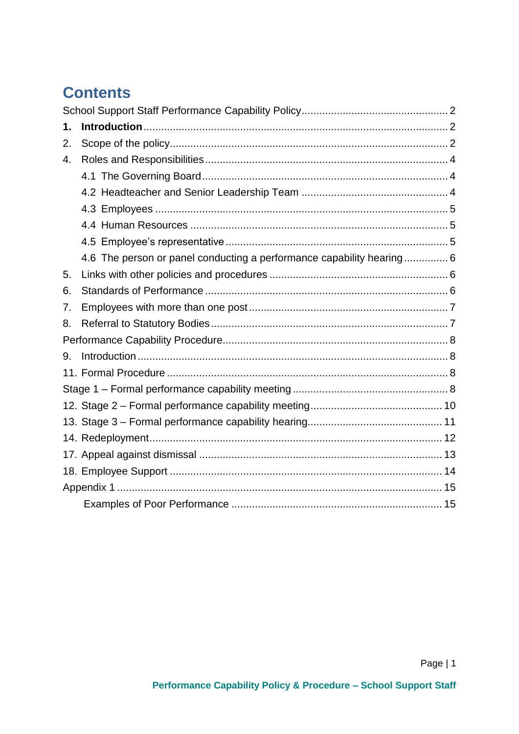# Contents

School Support Staff Performance Capability Policy .................................................. 2

**1. Introduction** ........................................................................................................ 2

2. Scope of the policy ................................................................................................ 2

4. Roles and Responsibilities .................................................................................... 4

&nbsp;&nbsp;&nbsp;&nbsp;4.1 The Governing Board ..................................................................................... 4

&nbsp;&nbsp;&nbsp;&nbsp;4.2 Headteacher and Senior Leadership Team ................................................... 4

&nbsp;&nbsp;&nbsp;&nbsp;4.3 Employees ..................................................................................................... 5

&nbsp;&nbsp;&nbsp;&nbsp;4.4 Human Resources ......................................................................................... 5

&nbsp;&nbsp;&nbsp;&nbsp;4.5 Employee's representative ............................................................................. 5

&nbsp;&nbsp;&nbsp;&nbsp;4.6 The person or panel conducting a performance capability hearing ............... 6

5. Links with other policies and procedures ............................................................. 6

6. Standards of Performance ..................................................................................... 6

7. Employees with more than one post .................................................................... 7

8. Referral to Statutory Bodies .................................................................................. 7

Performance Capability Procedure ........................................................................... 8

9. Introduction ........................................................................................................... 8

11. Formal Procedure ................................................................................................ 8

Stage 1 – Formal performance capability meeting ..................................................... 8

12. Stage 2 – Formal performance capability meeting .............................................. 10

13. Stage 3 – Formal performance capability hearing ............................................... 11

14. Redeployment ...................................................................................................... 12

17. Appeal against dismissal ..................................................................................... 13

18. Employee Support ................................................................................................ 14

Appendix 1 ................................................................................................................. 15

&nbsp;&nbsp;&nbsp;&nbsp;Examples of Poor Performance .......................................................................... 15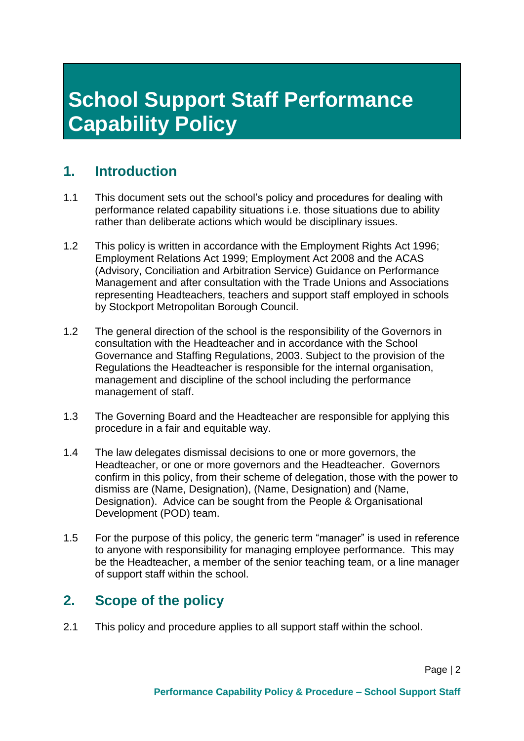# School Support Staff Performance Capability Policy

## 1. Introduction

1.1 This document sets out the school's policy and procedures for dealing with performance related capability situations i.e. those situations due to ability rather than deliberate actions which would be disciplinary issues.

1.2 This policy is written in accordance with the Employment Rights Act 1996; Employment Relations Act 1999; Employment Act 2008 and the ACAS (Advisory, Conciliation and Arbitration Service) Guidance on Performance Management and after consultation with the Trade Unions and Associations representing Headteachers, teachers and support staff employed in schools by Stockport Metropolitan Borough Council.

1.2 The general direction of the school is the responsibility of the Governors in consultation with the Headteacher and in accordance with the School Governance and Staffing Regulations, 2003. Subject to the provision of the Regulations the Headteacher is responsible for the internal organisation, management and discipline of the school including the performance management of staff.

1.3 The Governing Board and the Headteacher are responsible for applying this procedure in a fair and equitable way.

1.4 The law delegates dismissal decisions to one or more governors, the Headteacher, or one or more governors and the Headteacher. Governors confirm in this policy, from their scheme of delegation, those with the power to dismiss are (Name, Designation), (Name, Designation) and (Name, Designation). Advice can be sought from the People & Organisational Development (POD) team.

1.5 For the purpose of this policy, the generic term "manager" is used in reference to anyone with responsibility for managing employee performance. This may be the Headteacher, a member of the senior teaching team, or a line manager of support staff within the school.

## 2. Scope of the policy

2.1 This policy and procedure applies to all support staff within the school.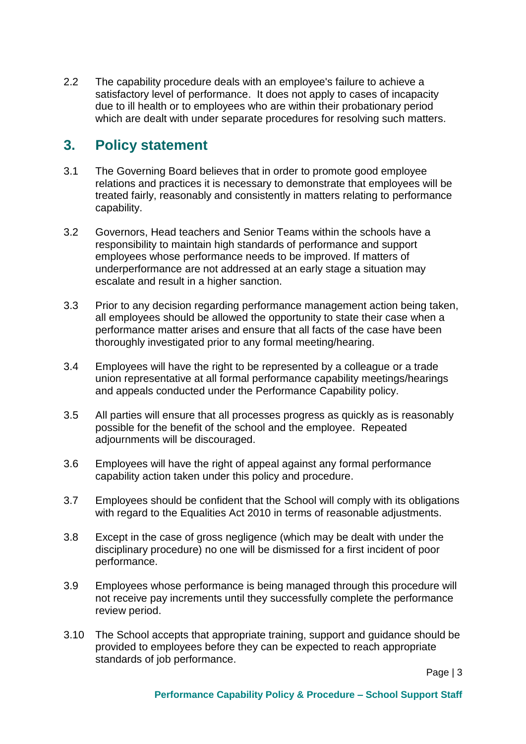2.2 The capability procedure deals with an employee's failure to achieve a satisfactory level of performance. It does not apply to cases of incapacity due to ill health or to employees who are within their probationary period which are dealt with under separate procedures for resolving such matters.

## 3. Policy statement

3.1 The Governing Board believes that in order to promote good employee relations and practices it is necessary to demonstrate that employees will be treated fairly, reasonably and consistently in matters relating to performance capability.

3.2 Governors, Head teachers and Senior Teams within the schools have a responsibility to maintain high standards of performance and support employees whose performance needs to be improved. If matters of underperformance are not addressed at an early stage a situation may escalate and result in a higher sanction.

3.3 Prior to any decision regarding performance management action being taken, all employees should be allowed the opportunity to state their case when a performance matter arises and ensure that all facts of the case have been thoroughly investigated prior to any formal meeting/hearing.

3.4 Employees will have the right to be represented by a colleague or a trade union representative at all formal performance capability meetings/hearings and appeals conducted under the Performance Capability policy.

3.5 All parties will ensure that all processes progress as quickly as is reasonably possible for the benefit of the school and the employee. Repeated adjournments will be discouraged.

3.6 Employees will have the right of appeal against any formal performance capability action taken under this policy and procedure.

3.7 Employees should be confident that the School will comply with its obligations with regard to the Equalities Act 2010 in terms of reasonable adjustments.

3.8 Except in the case of gross negligence (which may be dealt with under the disciplinary procedure) no one will be dismissed for a first incident of poor performance.

3.9 Employees whose performance is being managed through this procedure will not receive pay increments until they successfully complete the performance review period.

3.10 The School accepts that appropriate training, support and guidance should be provided to employees before they can be expected to reach appropriate standards of job performance.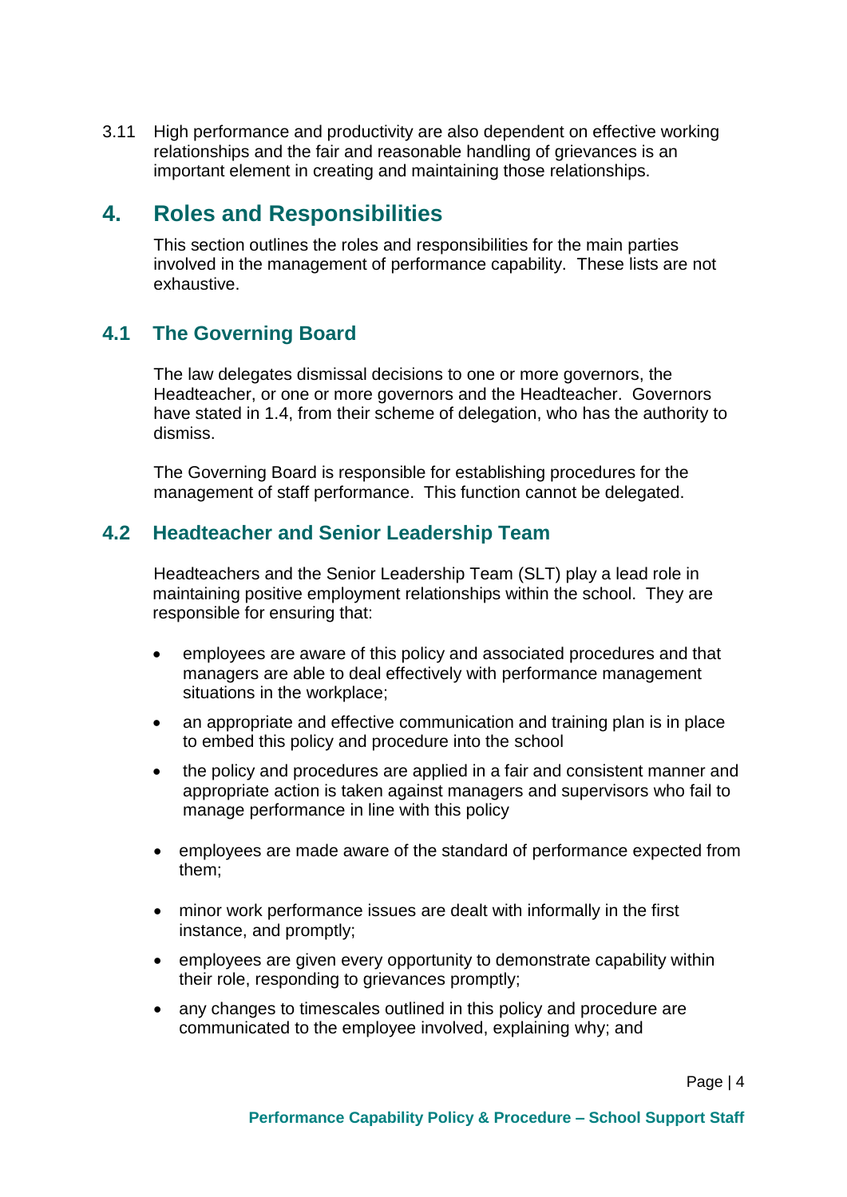3.11 High performance and productivity are also dependent on effective working relationships and the fair and reasonable handling of grievances is an important element in creating and maintaining those relationships.

# 4. Roles and Responsibilities

This section outlines the roles and responsibilities for the main parties involved in the management of performance capability. These lists are not exhaustive.

## 4.1 The Governing Board

The law delegates dismissal decisions to one or more governors, the Headteacher, or one or more governors and the Headteacher. Governors have stated in 1.4, from their scheme of delegation, who has the authority to dismiss.

The Governing Board is responsible for establishing procedures for the management of staff performance. This function cannot be delegated.

## 4.2 Headteacher and Senior Leadership Team

Headteachers and the Senior Leadership Team (SLT) play a lead role in maintaining positive employment relationships within the school. They are responsible for ensuring that:

- employees are aware of this policy and associated procedures and that managers are able to deal effectively with performance management situations in the workplace;
- an appropriate and effective communication and training plan is in place to embed this policy and procedure into the school
- the policy and procedures are applied in a fair and consistent manner and appropriate action is taken against managers and supervisors who fail to manage performance in line with this policy
- employees are made aware of the standard of performance expected from them;
- minor work performance issues are dealt with informally in the first instance, and promptly;
- employees are given every opportunity to demonstrate capability within their role, responding to grievances promptly;
- any changes to timescales outlined in this policy and procedure are communicated to the employee involved, explaining why; and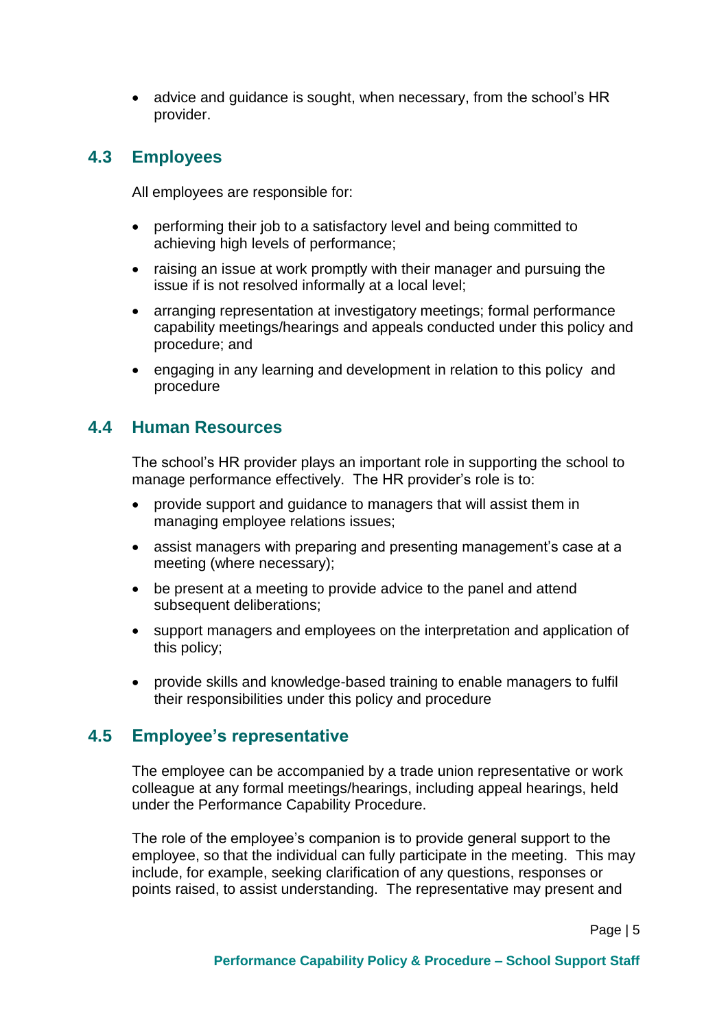- advice and guidance is sought, when necessary, from the school's HR provider.

## 4.3 Employees

All employees are responsible for:

- performing their job to a satisfactory level and being committed to achieving high levels of performance;
- raising an issue at work promptly with their manager and pursuing the issue if is not resolved informally at a local level;
- arranging representation at investigatory meetings; formal performance capability meetings/hearings and appeals conducted under this policy and procedure; and
- engaging in any learning and development in relation to this policy and procedure

## 4.4 Human Resources

The school's HR provider plays an important role in supporting the school to manage performance effectively. The HR provider's role is to:

- provide support and guidance to managers that will assist them in managing employee relations issues;
- assist managers with preparing and presenting management's case at a meeting (where necessary);
- be present at a meeting to provide advice to the panel and attend subsequent deliberations;
- support managers and employees on the interpretation and application of this policy;
- provide skills and knowledge-based training to enable managers to fulfil their responsibilities under this policy and procedure

## 4.5 Employee's representative

The employee can be accompanied by a trade union representative or work colleague at any formal meetings/hearings, including appeal hearings, held under the Performance Capability Procedure.

The role of the employee's companion is to provide general support to the employee, so that the individual can fully participate in the meeting. This may include, for example, seeking clarification of any questions, responses or points raised, to assist understanding. The representative may present and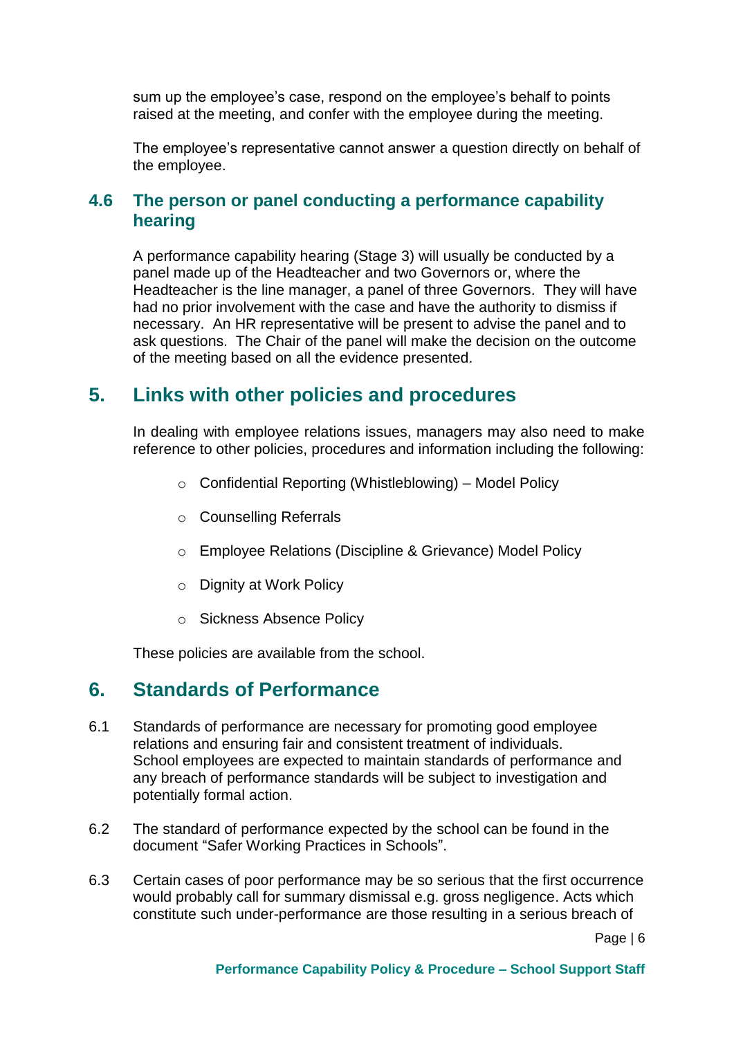sum up the employee's case, respond on the employee's behalf to points raised at the meeting, and confer with the employee during the meeting.

The employee's representative cannot answer a question directly on behalf of the employee.

### 4.6 The person or panel conducting a performance capability hearing

A performance capability hearing (Stage 3) will usually be conducted by a panel made up of the Headteacher and two Governors or, where the Headteacher is the line manager, a panel of three Governors. They will have had no prior involvement with the case and have the authority to dismiss if necessary. An HR representative will be present to advise the panel and to ask questions. The Chair of the panel will make the decision on the outcome of the meeting based on all the evidence presented.

## 5. Links with other policies and procedures

In dealing with employee relations issues, managers may also need to make reference to other policies, procedures and information including the following:

- Confidential Reporting (Whistleblowing) – Model Policy
- Counselling Referrals
- Employee Relations (Discipline & Grievance) Model Policy
- Dignity at Work Policy
- Sickness Absence Policy

These policies are available from the school.

## 6. Standards of Performance

6.1 Standards of performance are necessary for promoting good employee relations and ensuring fair and consistent treatment of individuals. School employees are expected to maintain standards of performance and any breach of performance standards will be subject to investigation and potentially formal action.

6.2 The standard of performance expected by the school can be found in the document "Safer Working Practices in Schools".

6.3 Certain cases of poor performance may be so serious that the first occurrence would probably call for summary dismissal e.g. gross negligence. Acts which constitute such under-performance are those resulting in a serious breach of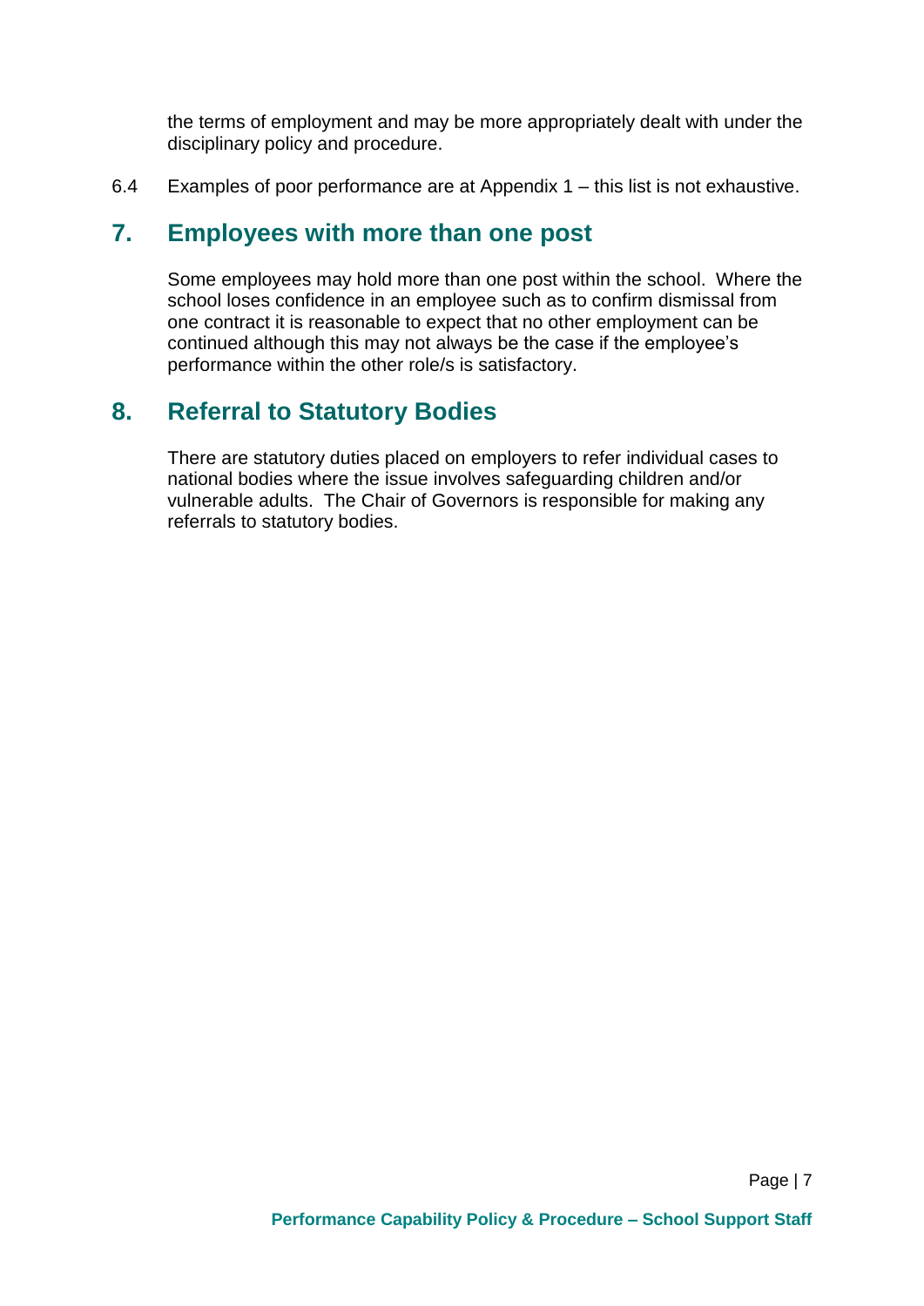the terms of employment and may be more appropriately dealt with under the disciplinary policy and procedure.

6.4 Examples of poor performance are at Appendix 1 – this list is not exhaustive.

## 7. Employees with more than one post

Some employees may hold more than one post within the school. Where the school loses confidence in an employee such as to confirm dismissal from one contract it is reasonable to expect that no other employment can be continued although this may not always be the case if the employee's performance within the other role/s is satisfactory.

## 8. Referral to Statutory Bodies

There are statutory duties placed on employers to refer individual cases to national bodies where the issue involves safeguarding children and/or vulnerable adults. The Chair of Governors is responsible for making any referrals to statutory bodies.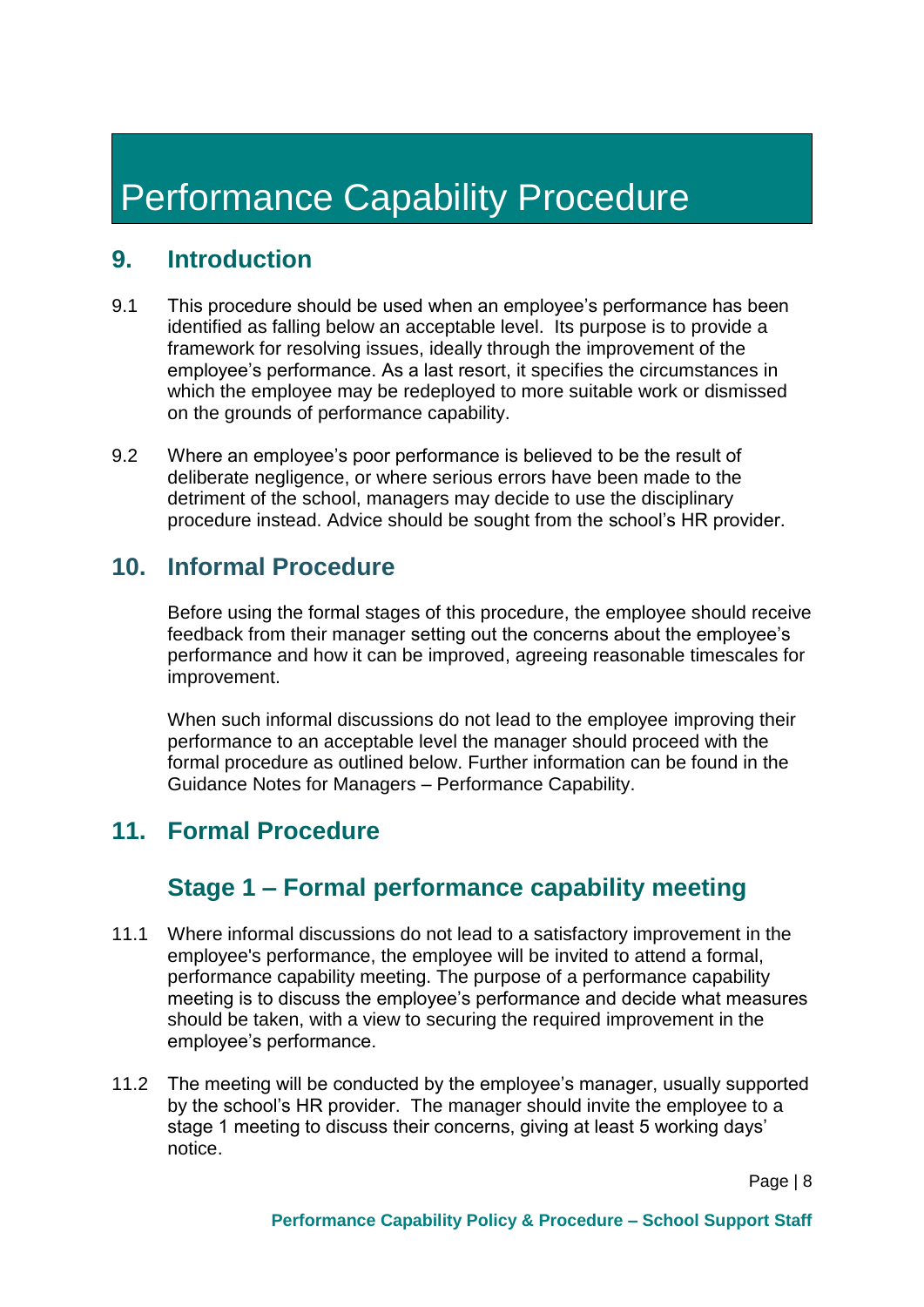# Performance Capability Procedure

## 9. Introduction

9.1 This procedure should be used when an employee's performance has been identified as falling below an acceptable level. Its purpose is to provide a framework for resolving issues, ideally through the improvement of the employee's performance. As a last resort, it specifies the circumstances in which the employee may be redeployed to more suitable work or dismissed on the grounds of performance capability.

9.2 Where an employee's poor performance is believed to be the result of deliberate negligence, or where serious errors have been made to the detriment of the school, managers may decide to use the disciplinary procedure instead. Advice should be sought from the school's HR provider.

## 10. Informal Procedure

Before using the formal stages of this procedure, the employee should receive feedback from their manager setting out the concerns about the employee's performance and how it can be improved, agreeing reasonable timescales for improvement.

When such informal discussions do not lead to the employee improving their performance to an acceptable level the manager should proceed with the formal procedure as outlined below. Further information can be found in the Guidance Notes for Managers – Performance Capability.

## 11. Formal Procedure

### Stage 1 – Formal performance capability meeting

11.1 Where informal discussions do not lead to a satisfactory improvement in the employee's performance, the employee will be invited to attend a formal, performance capability meeting. The purpose of a performance capability meeting is to discuss the employee's performance and decide what measures should be taken, with a view to securing the required improvement in the employee's performance.

11.2 The meeting will be conducted by the employee's manager, usually supported by the school's HR provider. The manager should invite the employee to a stage 1 meeting to discuss their concerns, giving at least 5 working days' notice.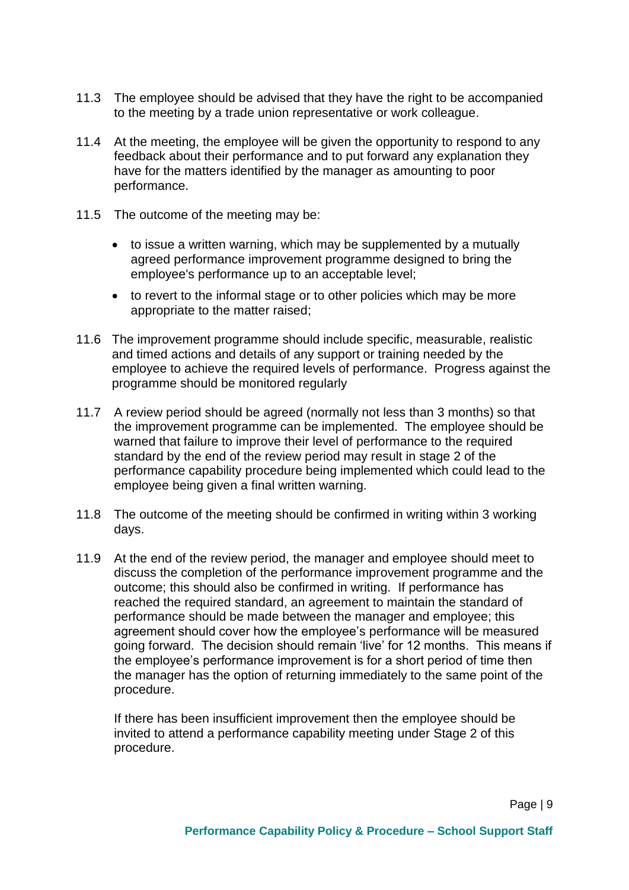11.3 The employee should be advised that they have the right to be accompanied to the meeting by a trade union representative or work colleague.

11.4 At the meeting, the employee will be given the opportunity to respond to any feedback about their performance and to put forward any explanation they have for the matters identified by the manager as amounting to poor performance.

11.5 The outcome of the meeting may be:

- to issue a written warning, which may be supplemented by a mutually agreed performance improvement programme designed to bring the employee's performance up to an acceptable level;
- to revert to the informal stage or to other policies which may be more appropriate to the matter raised;

11.6 The improvement programme should include specific, measurable, realistic and timed actions and details of any support or training needed by the employee to achieve the required levels of performance. Progress against the programme should be monitored regularly

11.7 A review period should be agreed (normally not less than 3 months) so that the improvement programme can be implemented. The employee should be warned that failure to improve their level of performance to the required standard by the end of the review period may result in stage 2 of the performance capability procedure being implemented which could lead to the employee being given a final written warning.

11.8 The outcome of the meeting should be confirmed in writing within 3 working days.

11.9 At the end of the review period, the manager and employee should meet to discuss the completion of the performance improvement programme and the outcome; this should also be confirmed in writing. If performance has reached the required standard, an agreement to maintain the standard of performance should be made between the manager and employee; this agreement should cover how the employee's performance will be measured going forward. The decision should remain 'live' for 12 months. This means if the employee's performance improvement is for a short period of time then the manager has the option of returning immediately to the same point of the procedure.

If there has been insufficient improvement then the employee should be invited to attend a performance capability meeting under Stage 2 of this procedure.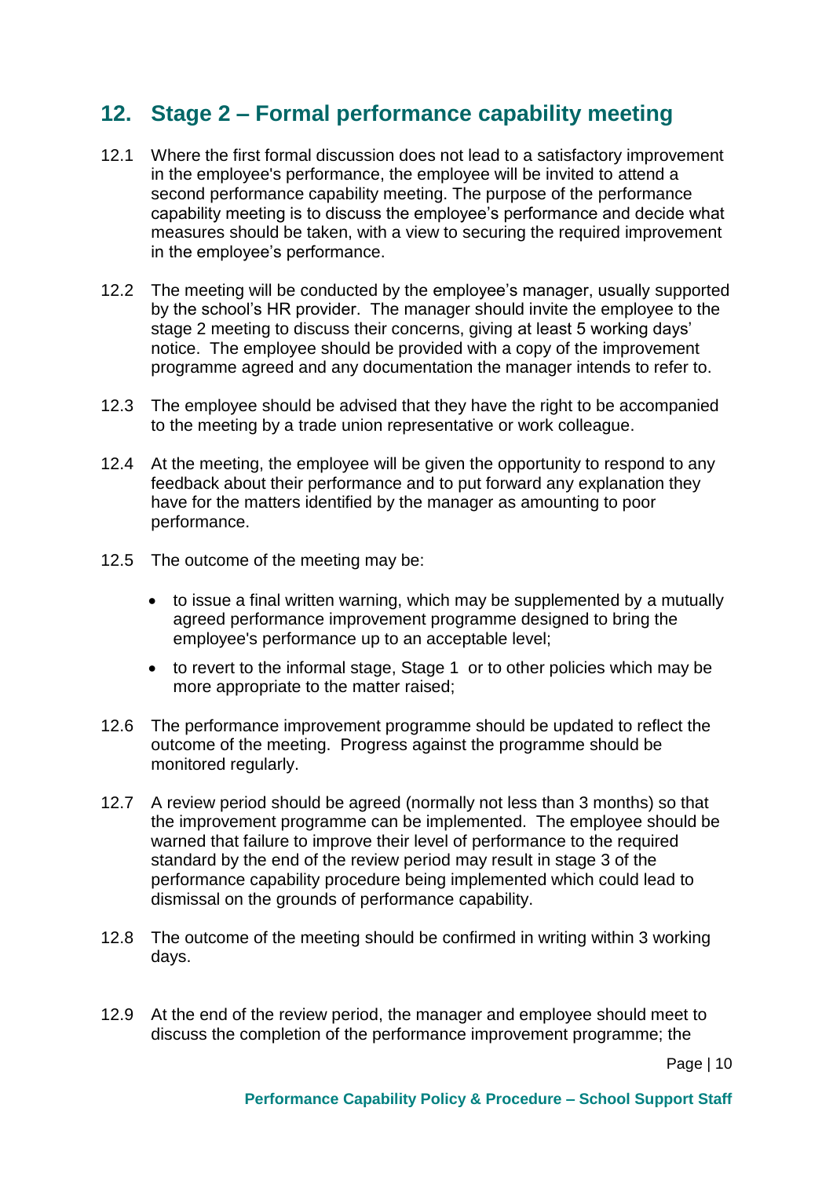## 12. Stage 2 – Formal performance capability meeting

12.1 Where the first formal discussion does not lead to a satisfactory improvement in the employee's performance, the employee will be invited to attend a second performance capability meeting. The purpose of the performance capability meeting is to discuss the employee's performance and decide what measures should be taken, with a view to securing the required improvement in the employee's performance.

12.2 The meeting will be conducted by the employee's manager, usually supported by the school's HR provider. The manager should invite the employee to the stage 2 meeting to discuss their concerns, giving at least 5 working days' notice. The employee should be provided with a copy of the improvement programme agreed and any documentation the manager intends to refer to.

12.3 The employee should be advised that they have the right to be accompanied to the meeting by a trade union representative or work colleague.

12.4 At the meeting, the employee will be given the opportunity to respond to any feedback about their performance and to put forward any explanation they have for the matters identified by the manager as amounting to poor performance.

12.5 The outcome of the meeting may be:

- to issue a final written warning, which may be supplemented by a mutually agreed performance improvement programme designed to bring the employee's performance up to an acceptable level;
- to revert to the informal stage, Stage 1 or to other policies which may be more appropriate to the matter raised;

12.6 The performance improvement programme should be updated to reflect the outcome of the meeting. Progress against the programme should be monitored regularly.

12.7 A review period should be agreed (normally not less than 3 months) so that the improvement programme can be implemented. The employee should be warned that failure to improve their level of performance to the required standard by the end of the review period may result in stage 3 of the performance capability procedure being implemented which could lead to dismissal on the grounds of performance capability.

12.8 The outcome of the meeting should be confirmed in writing within 3 working days.

12.9 At the end of the review period, the manager and employee should meet to discuss the completion of the performance improvement programme; the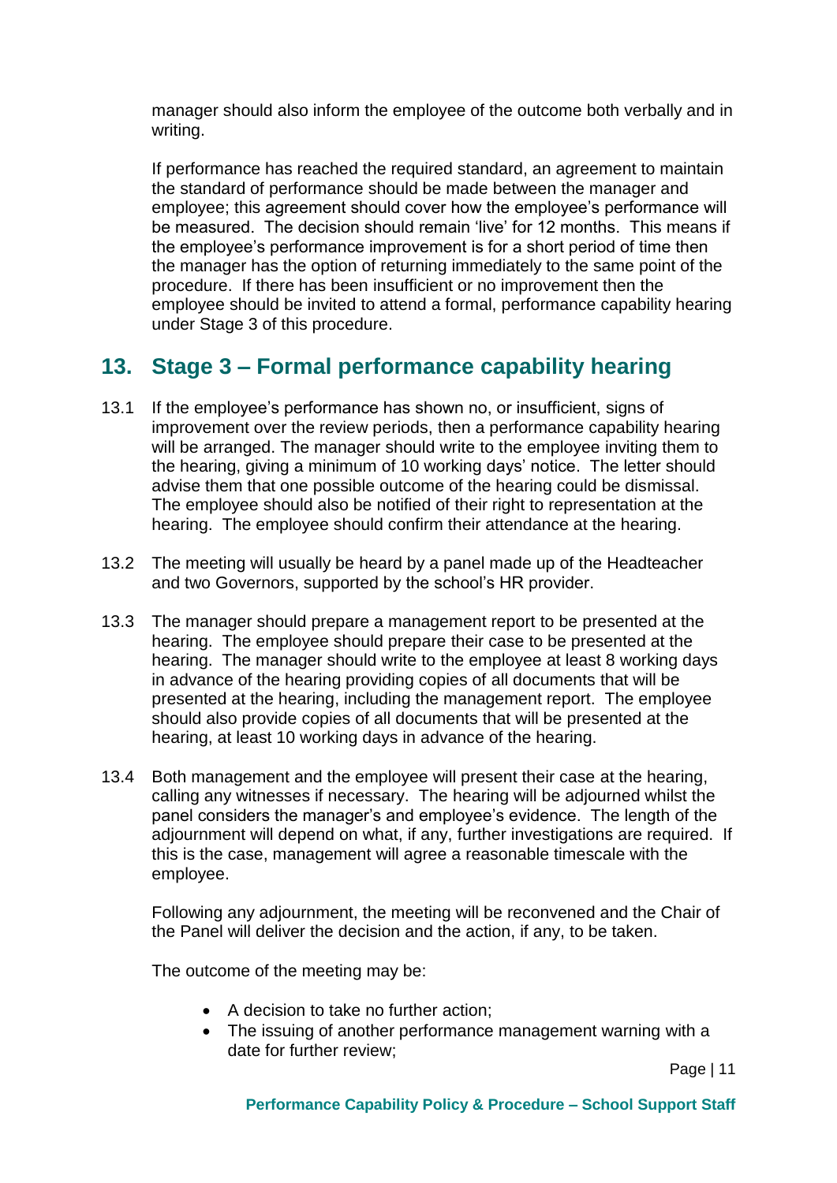manager should also inform the employee of the outcome both verbally and in writing.

If performance has reached the required standard, an agreement to maintain the standard of performance should be made between the manager and employee; this agreement should cover how the employee's performance will be measured. The decision should remain 'live' for 12 months. This means if the employee's performance improvement is for a short period of time then the manager has the option of returning immediately to the same point of the procedure. If there has been insufficient or no improvement then the employee should be invited to attend a formal, performance capability hearing under Stage 3 of this procedure.

## 13. Stage 3 – Formal performance capability hearing

13.1 If the employee's performance has shown no, or insufficient, signs of improvement over the review periods, then a performance capability hearing will be arranged. The manager should write to the employee inviting them to the hearing, giving a minimum of 10 working days' notice. The letter should advise them that one possible outcome of the hearing could be dismissal. The employee should also be notified of their right to representation at the hearing. The employee should confirm their attendance at the hearing.

13.2 The meeting will usually be heard by a panel made up of the Headteacher and two Governors, supported by the school's HR provider.

13.3 The manager should prepare a management report to be presented at the hearing. The employee should prepare their case to be presented at the hearing. The manager should write to the employee at least 8 working days in advance of the hearing providing copies of all documents that will be presented at the hearing, including the management report. The employee should also provide copies of all documents that will be presented at the hearing, at least 10 working days in advance of the hearing.

13.4 Both management and the employee will present their case at the hearing, calling any witnesses if necessary. The hearing will be adjourned whilst the panel considers the manager's and employee's evidence. The length of the adjournment will depend on what, if any, further investigations are required. If this is the case, management will agree a reasonable timescale with the employee.

Following any adjournment, the meeting will be reconvened and the Chair of the Panel will deliver the decision and the action, if any, to be taken.

The outcome of the meeting may be:

- A decision to take no further action;
- The issuing of another performance management warning with a date for further review;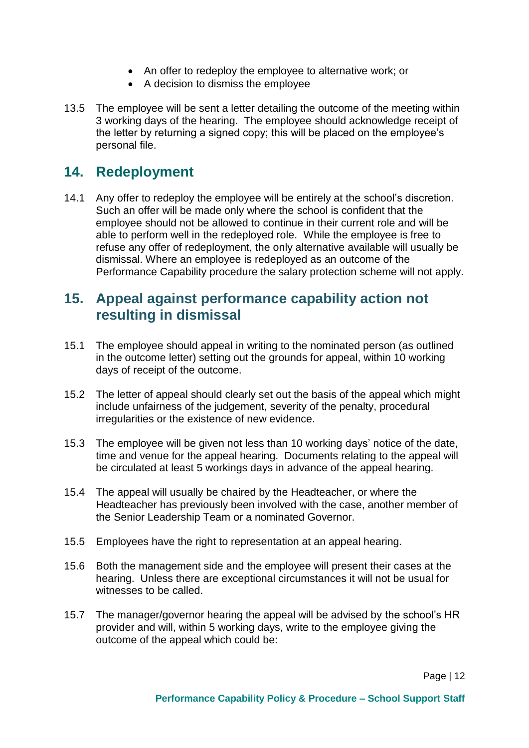- An offer to redeploy the employee to alternative work; or
- A decision to dismiss the employee

13.5 The employee will be sent a letter detailing the outcome of the meeting within 3 working days of the hearing. The employee should acknowledge receipt of the letter by returning a signed copy; this will be placed on the employee's personal file.

## 14. Redeployment

14.1 Any offer to redeploy the employee will be entirely at the school's discretion. Such an offer will be made only where the school is confident that the employee should not be allowed to continue in their current role and will be able to perform well in the redeployed role. While the employee is free to refuse any offer of redeployment, the only alternative available will usually be dismissal. Where an employee is redeployed as an outcome of the Performance Capability procedure the salary protection scheme will not apply.

## 15. Appeal against performance capability action not resulting in dismissal

15.1 The employee should appeal in writing to the nominated person (as outlined in the outcome letter) setting out the grounds for appeal, within 10 working days of receipt of the outcome.

15.2 The letter of appeal should clearly set out the basis of the appeal which might include unfairness of the judgement, severity of the penalty, procedural irregularities or the existence of new evidence.

15.3 The employee will be given not less than 10 working days' notice of the date, time and venue for the appeal hearing. Documents relating to the appeal will be circulated at least 5 workings days in advance of the appeal hearing.

15.4 The appeal will usually be chaired by the Headteacher, or where the Headteacher has previously been involved with the case, another member of the Senior Leadership Team or a nominated Governor.

15.5 Employees have the right to representation at an appeal hearing.

15.6 Both the management side and the employee will present their cases at the hearing. Unless there are exceptional circumstances it will not be usual for witnesses to be called.

15.7 The manager/governor hearing the appeal will be advised by the school's HR provider and will, within 5 working days, write to the employee giving the outcome of the appeal which could be: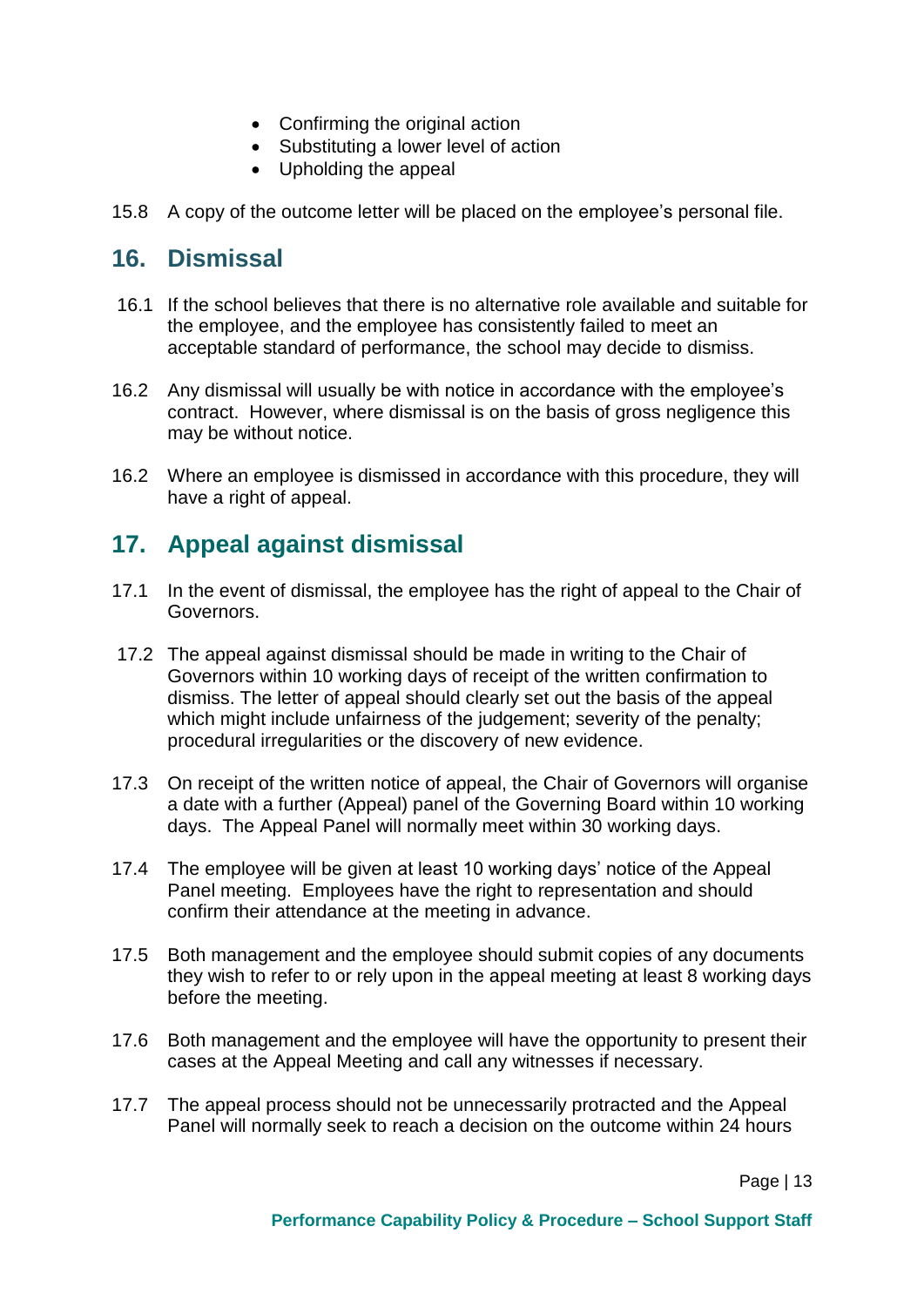- Confirming the original action
- Substituting a lower level of action
- Upholding the appeal

15.8 A copy of the outcome letter will be placed on the employee's personal file.

## 16. Dismissal

16.1 If the school believes that there is no alternative role available and suitable for the employee, and the employee has consistently failed to meet an acceptable standard of performance, the school may decide to dismiss.

16.2 Any dismissal will usually be with notice in accordance with the employee's contract. However, where dismissal is on the basis of gross negligence this may be without notice.

16.2 Where an employee is dismissed in accordance with this procedure, they will have a right of appeal.

## 17. Appeal against dismissal

17.1 In the event of dismissal, the employee has the right of appeal to the Chair of Governors.

17.2 The appeal against dismissal should be made in writing to the Chair of Governors within 10 working days of receipt of the written confirmation to dismiss. The letter of appeal should clearly set out the basis of the appeal which might include unfairness of the judgement; severity of the penalty; procedural irregularities or the discovery of new evidence.

17.3 On receipt of the written notice of appeal, the Chair of Governors will organise a date with a further (Appeal) panel of the Governing Board within 10 working days. The Appeal Panel will normally meet within 30 working days.

17.4 The employee will be given at least 10 working days' notice of the Appeal Panel meeting. Employees have the right to representation and should confirm their attendance at the meeting in advance.

17.5 Both management and the employee should submit copies of any documents they wish to refer to or rely upon in the appeal meeting at least 8 working days before the meeting.

17.6 Both management and the employee will have the opportunity to present their cases at the Appeal Meeting and call any witnesses if necessary.

17.7 The appeal process should not be unnecessarily protracted and the Appeal Panel will normally seek to reach a decision on the outcome within 24 hours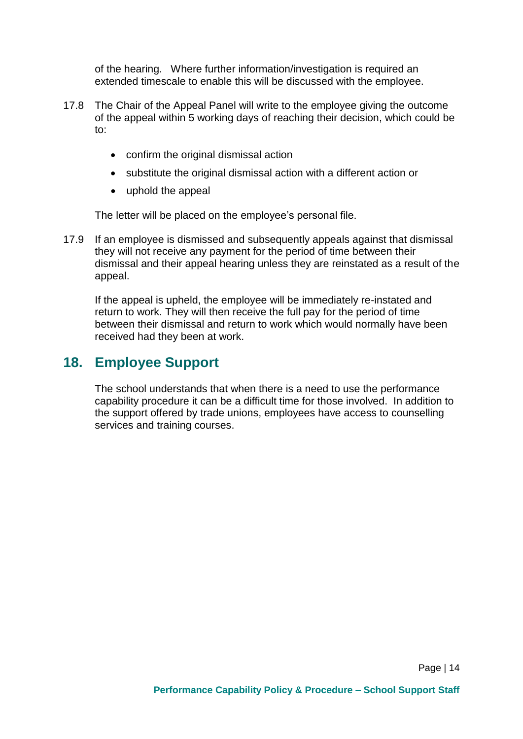of the hearing. Where further information/investigation is required an extended timescale to enable this will be discussed with the employee.

17.8 The Chair of the Appeal Panel will write to the employee giving the outcome of the appeal within 5 working days of reaching their decision, which could be to:

- confirm the original dismissal action
- substitute the original dismissal action with a different action or
- uphold the appeal

The letter will be placed on the employee's personal file.

17.9 If an employee is dismissed and subsequently appeals against that dismissal they will not receive any payment for the period of time between their dismissal and their appeal hearing unless they are reinstated as a result of the appeal.

If the appeal is upheld, the employee will be immediately re-instated and return to work. They will then receive the full pay for the period of time between their dismissal and return to work which would normally have been received had they been at work.

## 18. Employee Support

The school understands that when there is a need to use the performance capability procedure it can be a difficult time for those involved. In addition to the support offered by trade unions, employees have access to counselling services and training courses.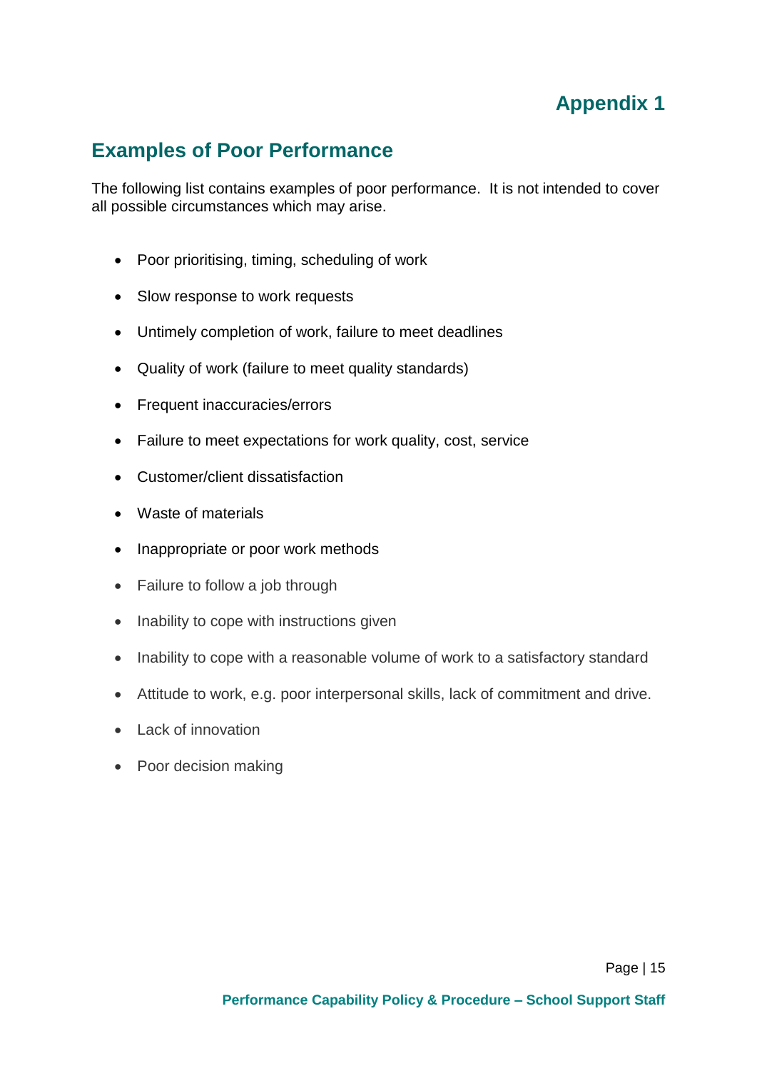# Appendix 1

## Examples of Poor Performance

The following list contains examples of poor performance. It is not intended to cover all possible circumstances which may arise.

- Poor prioritising, timing, scheduling of work
- Slow response to work requests
- Untimely completion of work, failure to meet deadlines
- Quality of work (failure to meet quality standards)
- Frequent inaccuracies/errors
- Failure to meet expectations for work quality, cost, service
- Customer/client dissatisfaction
- Waste of materials
- Inappropriate or poor work methods
- Failure to follow a job through
- Inability to cope with instructions given
- Inability to cope with a reasonable volume of work to a satisfactory standard
- Attitude to work, e.g. poor interpersonal skills, lack of commitment and drive.
- Lack of innovation
- Poor decision making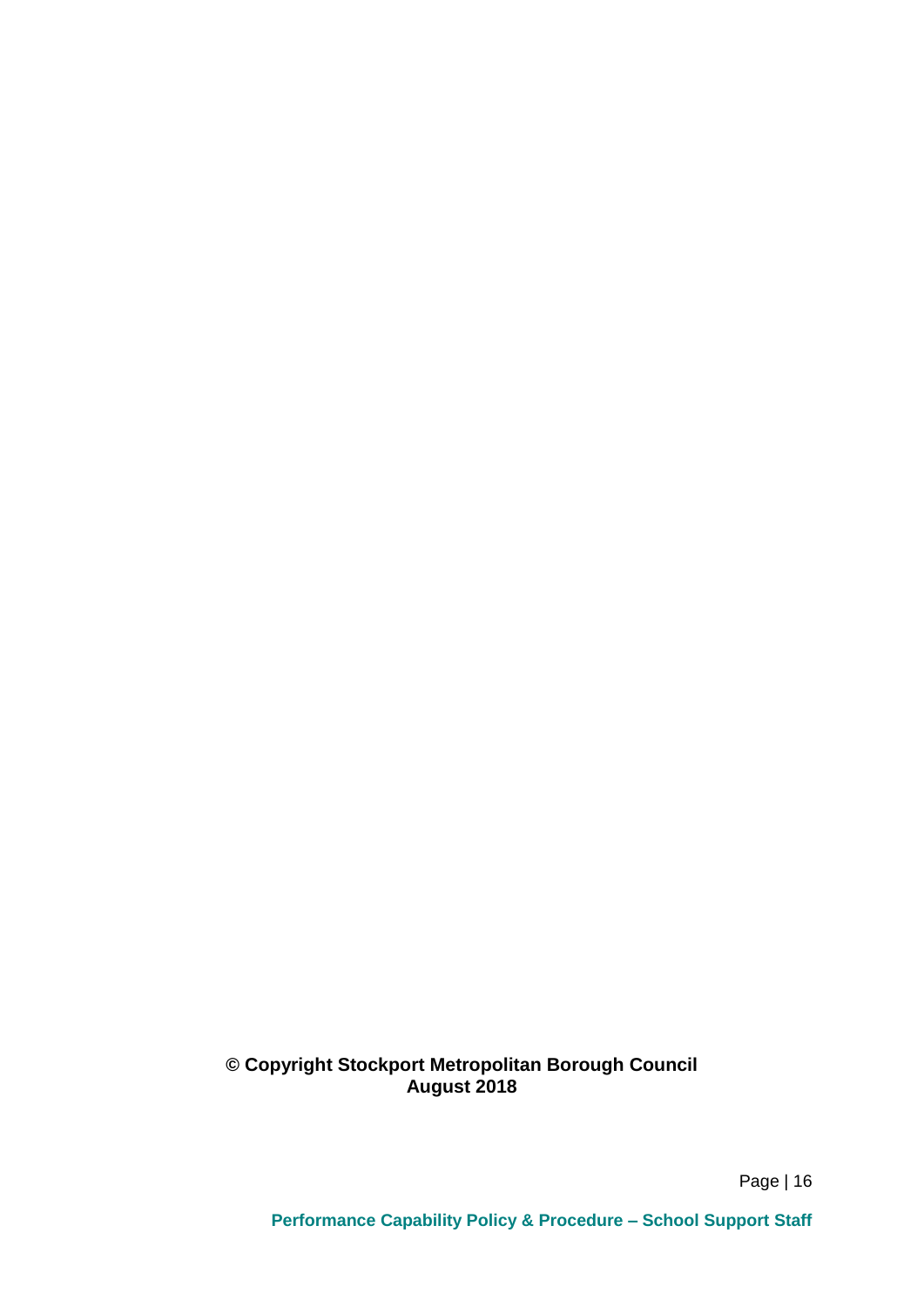**© Copyright Stockport Metropolitan Borough Council**
**August 2018**